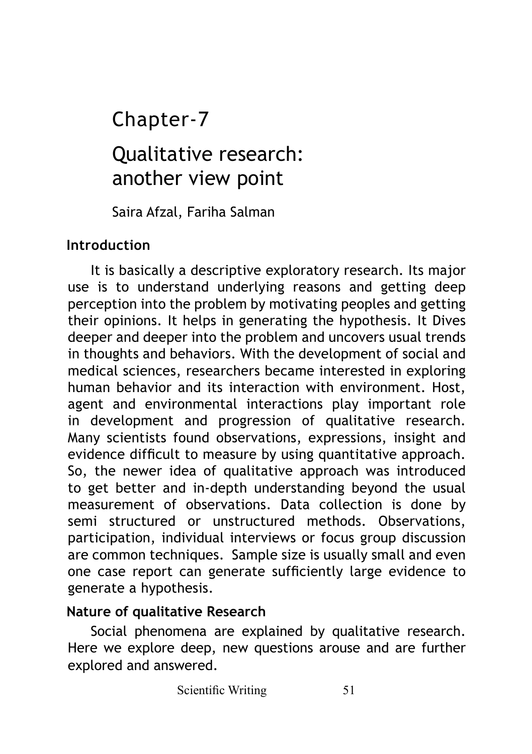# Chapter-7

# Qualitative research: another view point

Saira Afzal, Fariha Salman

## Introduction

It is basically a descriptive exploratory research. Its major use is to understand underlying reasons and getting deep perception into the problem by motivating peoples and getting their opinions. It helps in generating the hypothesis. It Dives deeper and deeper into the problem and uncovers usual trends in thoughts and behaviors. With the development of social and medical sciences, researchers became interested in exploring human behavior and its interaction with environment. Host, agent and environmental interactions play important role in development and progression of qualitative research. Many scientists found observations, expressions, insight and evidence difficult to measure by using quantitative approach. So, the newer idea of qualitative approach was introduced to get better and in-depth understanding beyond the usual measurement of observations. Data collection is done by semi structured or unstructured methods. Observations, participation, individual interviews or focus group discussion are common techniques. Sample size is usually small and even one case report can generate sufficiently large evidence to generate a hypothesis.

## Nature of qualitative Research

Social phenomena are explained by qualitative research. Here we explore deep, new questions arouse and are further explored and answered.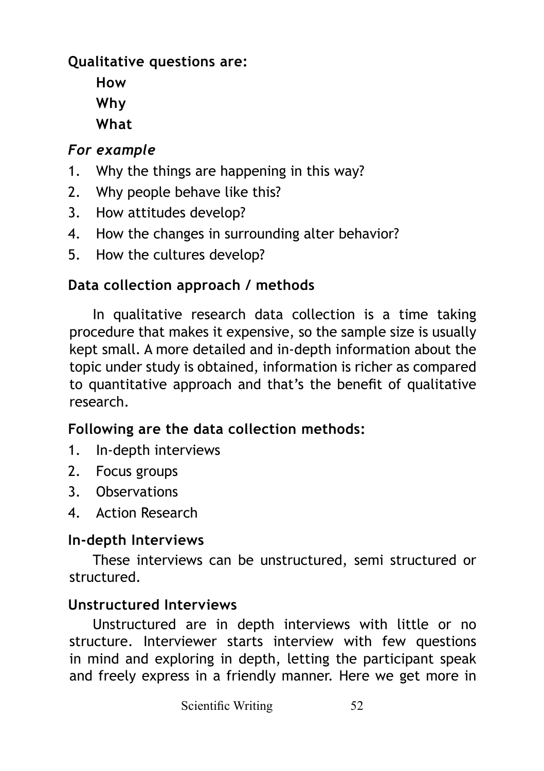**Qualitative questions are:**

**How**

**Why**

**What**

*For example*

1. Why the things are happening in this way?
2. Why people behave like this?
3. How attitudes develop?
4. How the changes in surrounding alter behavior?
5. How the cultures develop?

### Data collection approach / methods

In qualitative research data collection is a time taking procedure that makes it expensive, so the sample size is usually kept small. A more detailed and in-depth information about the topic under study is obtained, information is richer as compared to quantitative approach and that's the benefit of qualitative research.

### Following are the data collection methods:

1. In-depth interviews
2. Focus groups
3. Observations
4. Action Research

### In-depth Interviews

These interviews can be unstructured, semi structured or structured.

### Unstructured Interviews

Unstructured are in depth interviews with little or no structure. Interviewer starts interview with few questions in mind and exploring in depth, letting the participant speak and freely express in a friendly manner. Here we get more in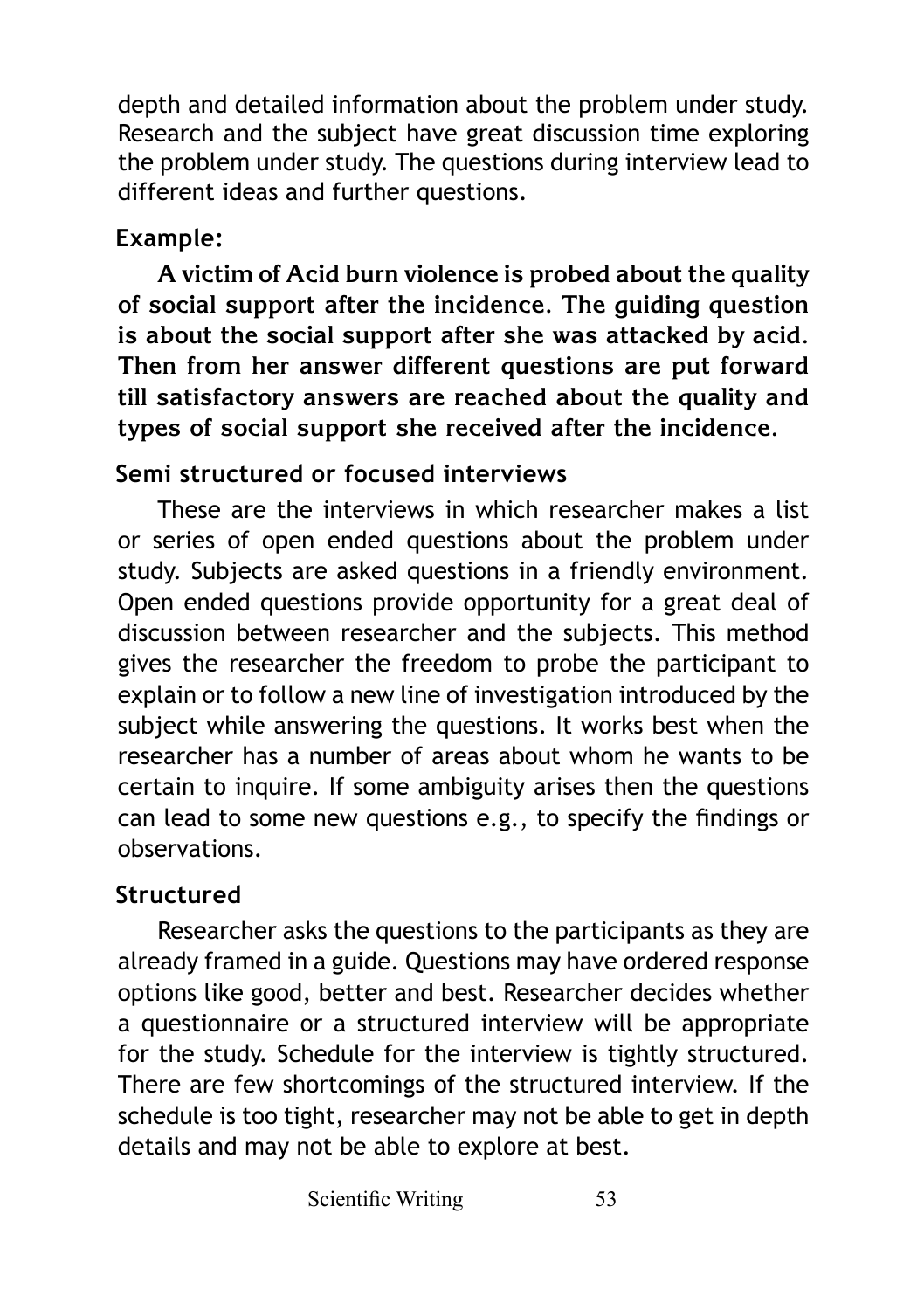depth and detailed information about the problem under study. Research and the subject have great discussion time exploring the problem under study. The questions during interview lead to different ideas and further questions.

**Example:**

**A victim of Acid burn violence is probed about the quality of social support after the incidence. The guiding question is about the social support after she was attacked by acid. Then from her answer different questions are put forward till satisfactory answers are reached about the quality and types of social support she received after the incidence.**

### Semi structured or focused interviews

These are the interviews in which researcher makes a list or series of open ended questions about the problem under study. Subjects are asked questions in a friendly environment. Open ended questions provide opportunity for a great deal of discussion between researcher and the subjects. This method gives the researcher the freedom to probe the participant to explain or to follow a new line of investigation introduced by the subject while answering the questions. It works best when the researcher has a number of areas about whom he wants to be certain to inquire. If some ambiguity arises then the questions can lead to some new questions e.g., to specify the findings or observations.

### Structured

Researcher asks the questions to the participants as they are already framed in a guide. Questions may have ordered response options like good, better and best. Researcher decides whether a questionnaire or a structured interview will be appropriate for the study. Schedule for the interview is tightly structured. There are few shortcomings of the structured interview. If the schedule is too tight, researcher may not be able to get in depth details and may not be able to explore at best.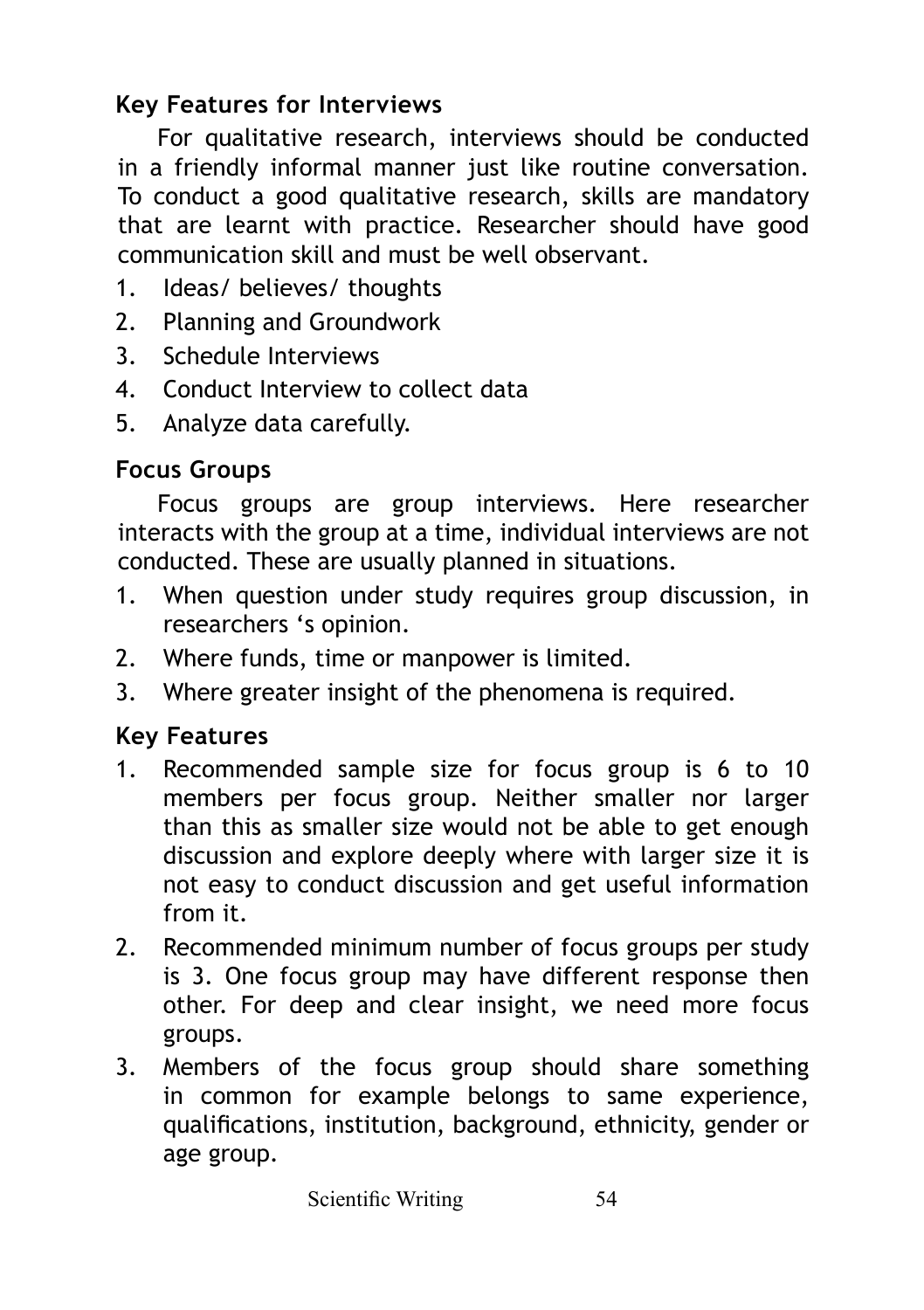**Key Features for Interviews**

For qualitative research, interviews should be conducted in a friendly informal manner just like routine conversation. To conduct a good qualitative research, skills are mandatory that are learnt with practice. Researcher should have good communication skill and must be well observant.

1. Ideas/ believes/ thoughts
2. Planning and Groundwork
3. Schedule Interviews
4. Conduct Interview to collect data
5. Analyze data carefully.

**Focus Groups**

Focus groups are group interviews. Here researcher interacts with the group at a time, individual interviews are not conducted. These are usually planned in situations.

1. When question under study requires group discussion, in researchers 's opinion.
2. Where funds, time or manpower is limited.
3. Where greater insight of the phenomena is required.

**Key Features**

1. Recommended sample size for focus group is 6 to 10 members per focus group. Neither smaller nor larger than this as smaller size would not be able to get enough discussion and explore deeply where with larger size it is not easy to conduct discussion and get useful information from it.
2. Recommended minimum number of focus groups per study is 3. One focus group may have different response then other. For deep and clear insight, we need more focus groups.
3. Members of the focus group should share something in common for example belongs to same experience, qualifications, institution, background, ethnicity, gender or age group.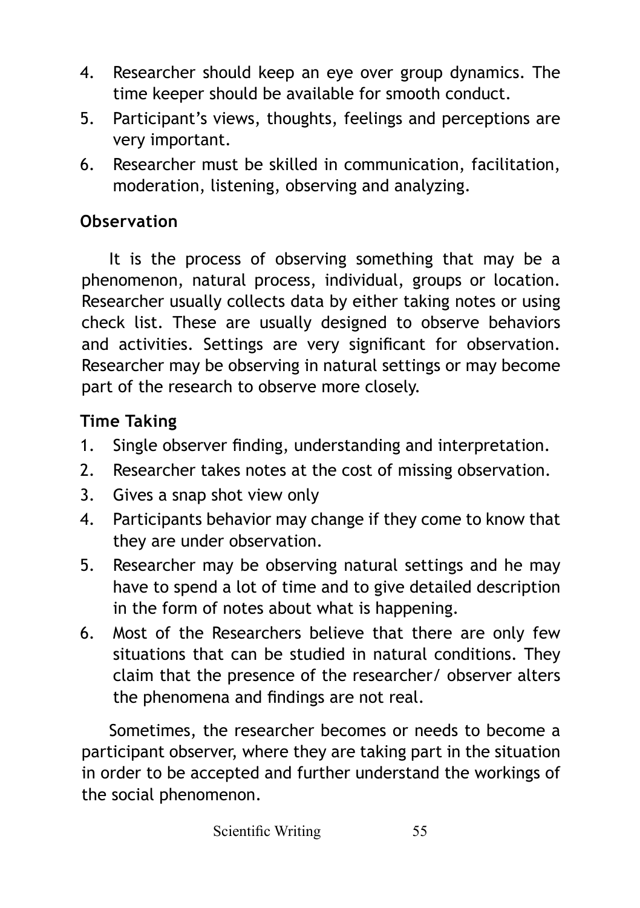4. Researcher should keep an eye over group dynamics. The time keeper should be available for smooth conduct.
5. Participant's views, thoughts, feelings and perceptions are very important.
6. Researcher must be skilled in communication, facilitation, moderation, listening, observing and analyzing.

**Observation**

It is the process of observing something that may be a phenomenon, natural process, individual, groups or location. Researcher usually collects data by either taking notes or using check list. These are usually designed to observe behaviors and activities. Settings are very significant for observation. Researcher may be observing in natural settings or may become part of the research to observe more closely.

**Time Taking**

1. Single observer finding, understanding and interpretation.
2. Researcher takes notes at the cost of missing observation.
3. Gives a snap shot view only
4. Participants behavior may change if they come to know that they are under observation.
5. Researcher may be observing natural settings and he may have to spend a lot of time and to give detailed description in the form of notes about what is happening.
6. Most of the Researchers believe that there are only few situations that can be studied in natural conditions. They claim that the presence of the researcher/ observer alters the phenomena and findings are not real.

Sometimes, the researcher becomes or needs to become a participant observer, where they are taking part in the situation in order to be accepted and further understand the workings of the social phenomenon.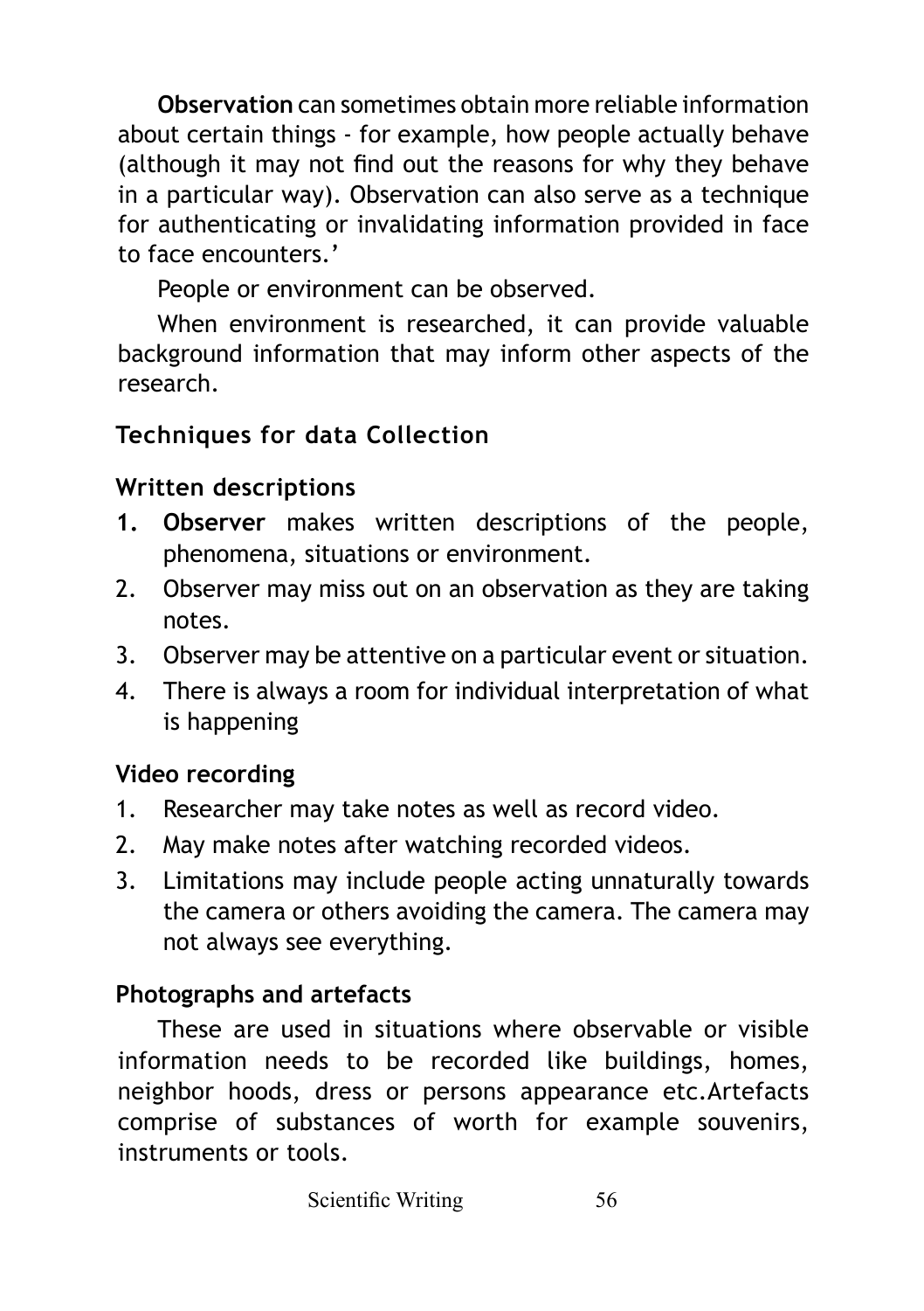**Observation** can sometimes obtain more reliable information about certain things - for example, how people actually behave (although it may not find out the reasons for why they behave in a particular way). Observation can also serve as a technique for authenticating or invalidating information provided in face to face encounters.'

People or environment can be observed.

When environment is researched, it can provide valuable background information that may inform other aspects of the research.

## Techniques for data Collection

### Written descriptions

1. **Observer** makes written descriptions of the people, phenomena, situations or environment.
2. Observer may miss out on an observation as they are taking notes.
3. Observer may be attentive on a particular event or situation.
4. There is always a room for individual interpretation of what is happening

### Video recording

1. Researcher may take notes as well as record video.
2. May make notes after watching recorded videos.
3. Limitations may include people acting unnaturally towards the camera or others avoiding the camera. The camera may not always see everything.

### Photographs and artefacts

These are used in situations where observable or visible information needs to be recorded like buildings, homes, neighbor hoods, dress or persons appearance etc.Artefacts comprise of substances of worth for example souvenirs, instruments or tools.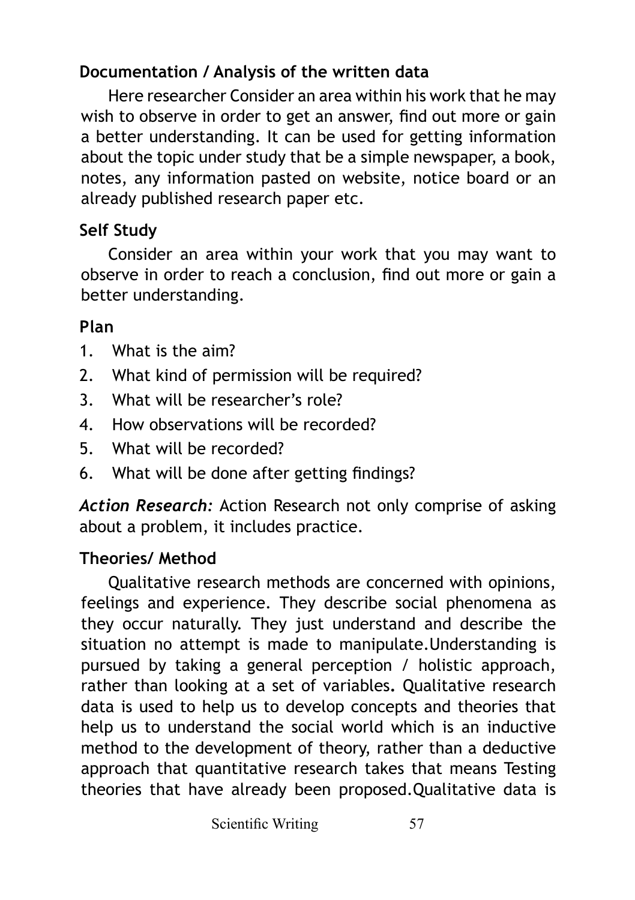**Documentation / Analysis of the written data**

Here researcher Consider an area within his work that he may wish to observe in order to get an answer, find out more or gain a better understanding. It can be used for getting information about the topic under study that be a simple newspaper, a book, notes, any information pasted on website, notice board or an already published research paper etc.

**Self Study**

Consider an area within your work that you may want to observe in order to reach a conclusion, find out more or gain a better understanding.

**Plan**

1. What is the aim?
2. What kind of permission will be required?
3. What will be researcher's role?
4. How observations will be recorded?
5. What will be recorded?
6. What will be done after getting findings?

***Action Research:*** Action Research not only comprise of asking about a problem, it includes practice.

**Theories/ Method**

Qualitative research methods are concerned with opinions, feelings and experience. They describe social phenomena as they occur naturally. They just understand and describe the situation no attempt is made to manipulate.Understanding is pursued by taking a general perception / holistic approach, rather than looking at a set of variables**.** Qualitative research data is used to help us to develop concepts and theories that help us to understand the social world which is an inductive method to the development of theory, rather than a deductive approach that quantitative research takes that means Testing theories that have already been proposed.Qualitative data is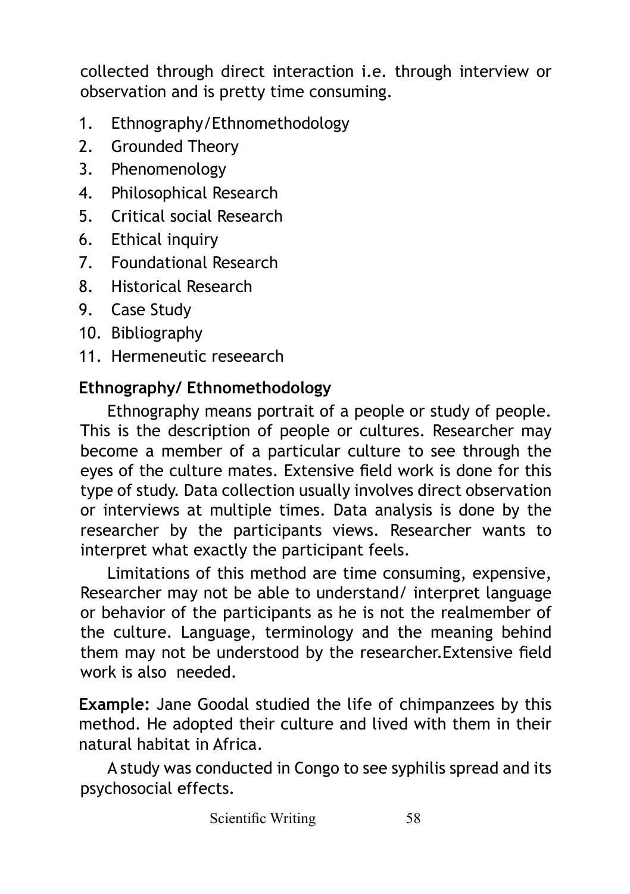collected through direct interaction i.e. through interview or observation and is pretty time consuming.

1. Ethnography/Ethnomethodology
2. Grounded Theory
3. Phenomenology
4. Philosophical Research
5. Critical social Research
6. Ethical inquiry
7. Foundational Research
8. Historical Research
9. Case Study
10. Bibliography
11. Hermeneutic reseearch

**Ethnography/ Ethnomethodology**

Ethnography means portrait of a people or study of people. This is the description of people or cultures. Researcher may become a member of a particular culture to see through the eyes of the culture mates. Extensive field work is done for this type of study. Data collection usually involves direct observation or interviews at multiple times. Data analysis is done by the researcher by the participants views. Researcher wants to interpret what exactly the participant feels.

Limitations of this method are time consuming, expensive, Researcher may not be able to understand/ interpret language or behavior of the participants as he is not the realmember of the culture. Language, terminology and the meaning behind them may not be understood by the researcher.Extensive field work is also needed.

**Example:** Jane Goodal studied the life of chimpanzees by this method. He adopted their culture and lived with them in their natural habitat in Africa.

A study was conducted in Congo to see syphilis spread and its psychosocial effects.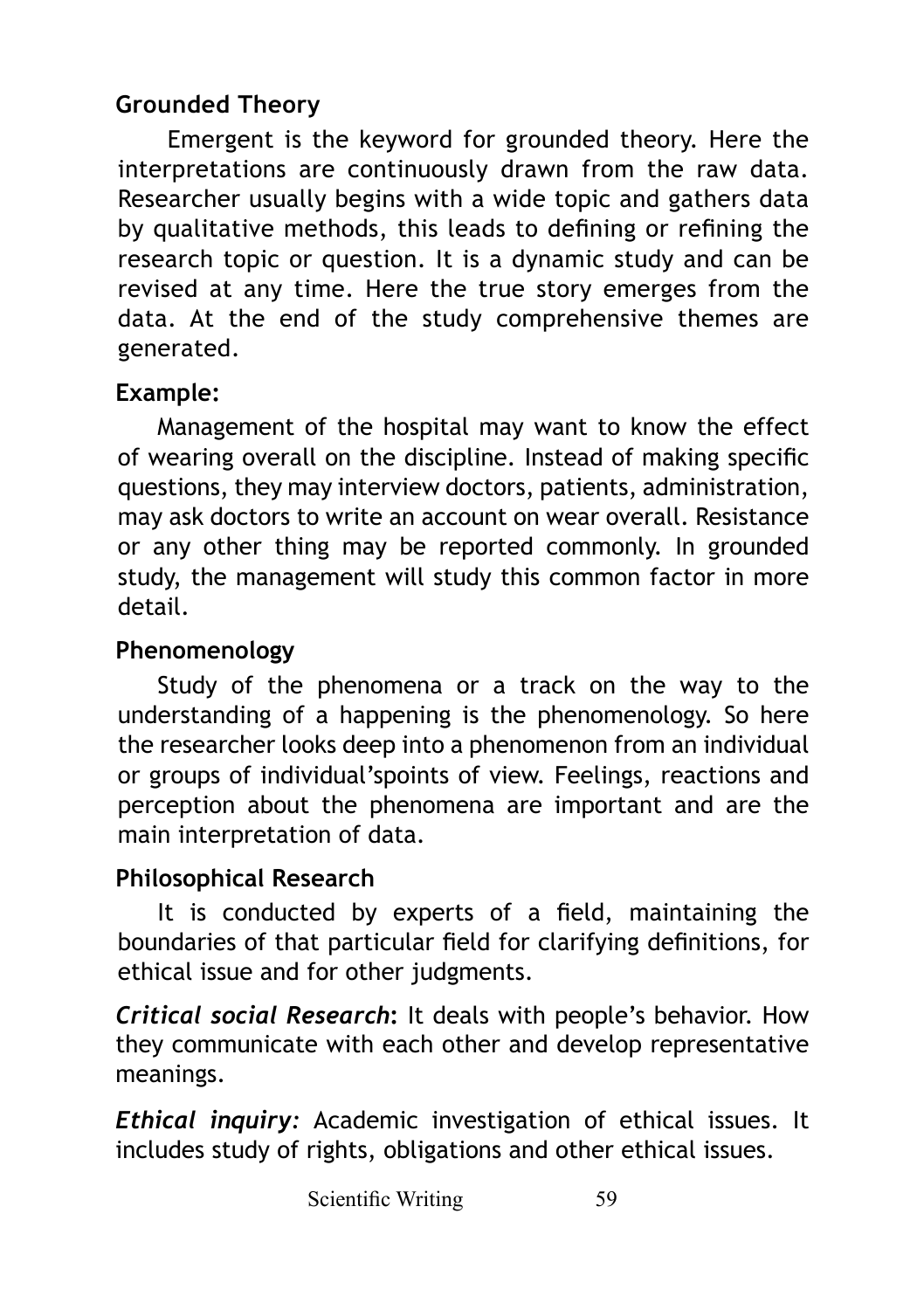### Grounded Theory

Emergent is the keyword for grounded theory. Here the interpretations are continuously drawn from the raw data. Researcher usually begins with a wide topic and gathers data by qualitative methods, this leads to defining or refining the research topic or question. It is a dynamic study and can be revised at any time. Here the true story emerges from the data. At the end of the study comprehensive themes are generated.

**Example:**

Management of the hospital may want to know the effect of wearing overall on the discipline. Instead of making specific questions, they may interview doctors, patients, administration, may ask doctors to write an account on wear overall. Resistance or any other thing may be reported commonly. In grounded study, the management will study this common factor in more detail.

### Phenomenology

Study of the phenomena or a track on the way to the understanding of a happening is the phenomenology. So here the researcher looks deep into a phenomenon from an individual or groups of individual'spoints of view. Feelings, reactions and perception about the phenomena are important and are the main interpretation of data.

### Philosophical Research

It is conducted by experts of a field, maintaining the boundaries of that particular field for clarifying definitions, for ethical issue and for other judgments.

***Critical social Research*:** It deals with people's behavior. How they communicate with each other and develop representative meanings.

***Ethical inquiry:*** Academic investigation of ethical issues. It includes study of rights, obligations and other ethical issues.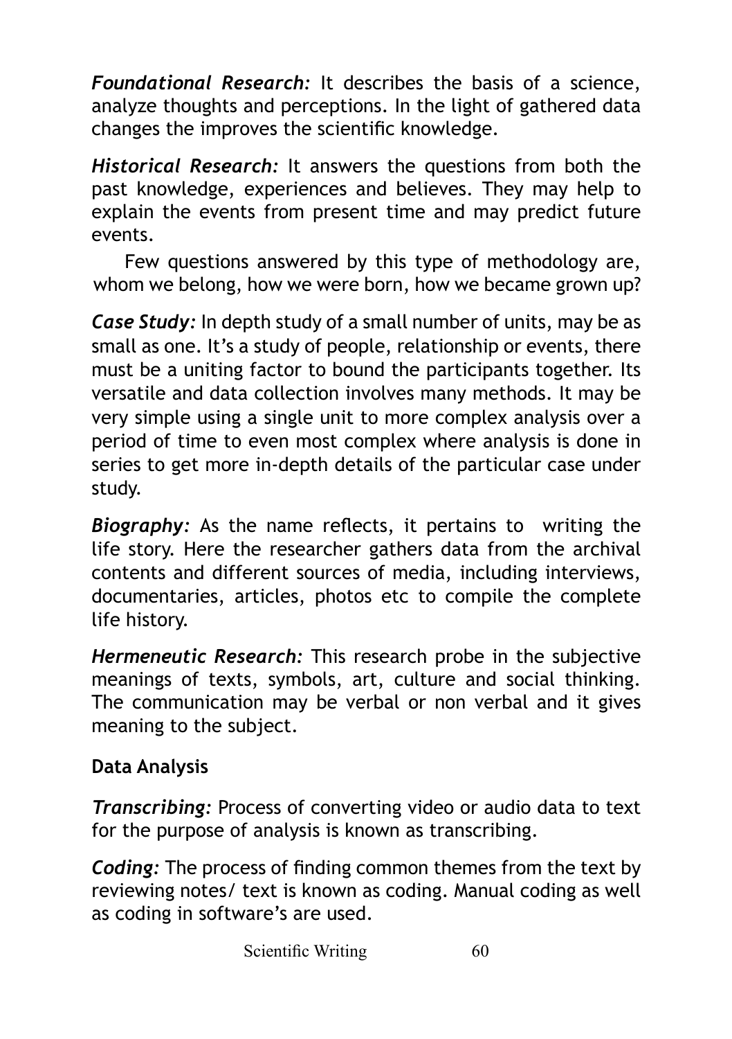***Foundational Research:*** It describes the basis of a science, analyze thoughts and perceptions. In the light of gathered data changes the improves the scientific knowledge.

***Historical Research:*** It answers the questions from both the past knowledge, experiences and believes. They may help to explain the events from present time and may predict future events.

Few questions answered by this type of methodology are, whom we belong, how we were born, how we became grown up?

***Case Study:*** In depth study of a small number of units, may be as small as one. It's a study of people, relationship or events, there must be a uniting factor to bound the participants together. Its versatile and data collection involves many methods. It may be very simple using a single unit to more complex analysis over a period of time to even most complex where analysis is done in series to get more in-depth details of the particular case under study.

***Biography:*** As the name reflects, it pertains to writing the life story. Here the researcher gathers data from the archival contents and different sources of media, including interviews, documentaries, articles, photos etc to compile the complete life history.

***Hermeneutic Research:*** This research probe in the subjective meanings of texts, symbols, art, culture and social thinking. The communication may be verbal or non verbal and it gives meaning to the subject.

**Data Analysis**

***Transcribing:*** Process of converting video or audio data to text for the purpose of analysis is known as transcribing.

***Coding:*** The process of finding common themes from the text by reviewing notes/ text is known as coding. Manual coding as well as coding in software's are used.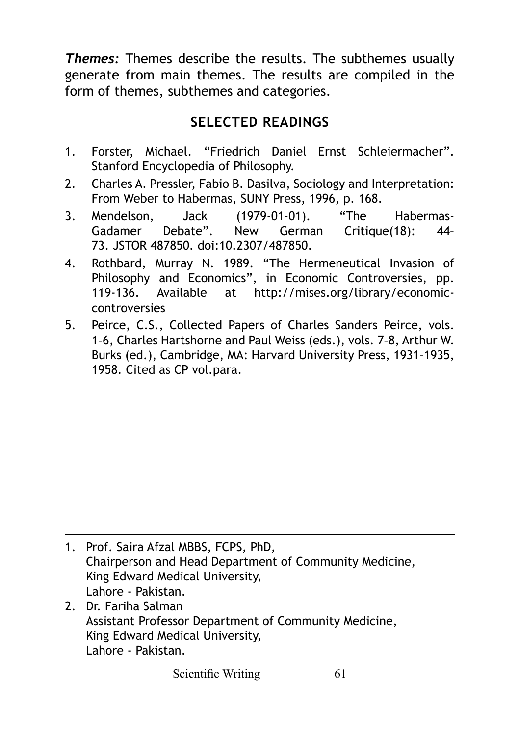***Themes:*** Themes describe the results. The subthemes usually generate from main themes. The results are compiled in the form of themes, subthemes and categories.

## SELECTED READINGS

1. Forster, Michael. "Friedrich Daniel Ernst Schleiermacher". Stanford Encyclopedia of Philosophy.
2. Charles A. Pressler, Fabio B. Dasilva, Sociology and Interpretation: From Weber to Habermas, SUNY Press, 1996, p. 168.
3. Mendelson, Jack (1979-01-01). "The Habermas-Gadamer Debate". New German Critique(18): 44–73. JSTOR 487850. doi:10.2307/487850.
4. Rothbard, Murray N. 1989. "The Hermeneutical Invasion of Philosophy and Economics", in Economic Controversies, pp. 119-136. Available at http://mises.org/library/economic-controversies
5. Peirce, C.S., Collected Papers of Charles Sanders Peirce, vols. 1–6, Charles Hartshorne and Paul Weiss (eds.), vols. 7–8, Arthur W. Burks (ed.), Cambridge, MA: Harvard University Press, 1931–1935, 1958. Cited as CP vol.para.

---

1. Prof. Saira Afzal MBBS, FCPS, PhD,
   Chairperson and Head Department of Community Medicine,
   King Edward Medical University,
   Lahore - Pakistan.
2. Dr. Fariha Salman
   Assistant Professor Department of Community Medicine,
   King Edward Medical University,
   Lahore - Pakistan.